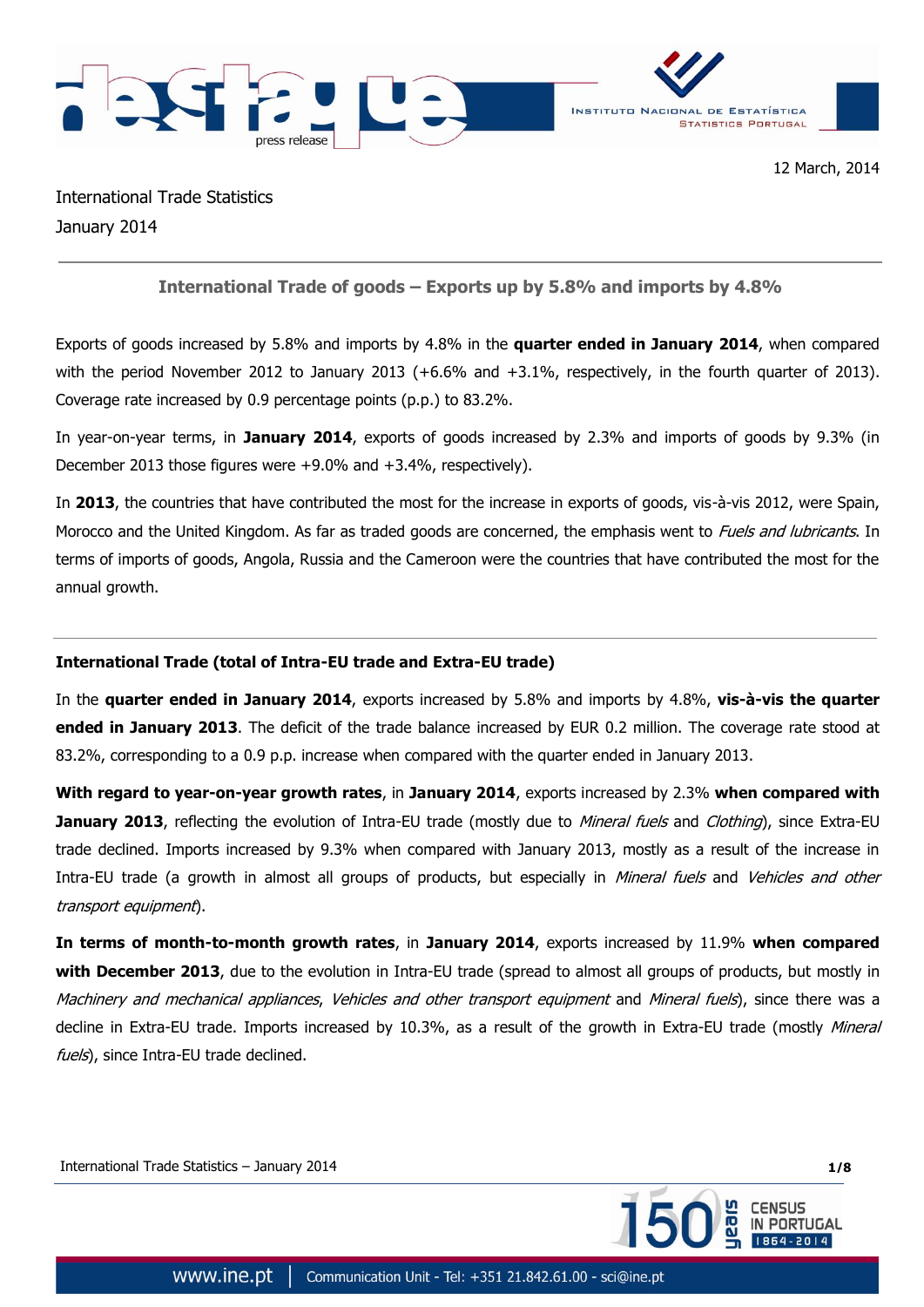12 March, 2014

International Trade Statistics
January 2014

## International Trade of goods – Exports up by 5.8% and imports by 4.8%

Exports of goods increased by 5.8% and imports by 4.8% in the **quarter ended in January 2014**, when compared with the period November 2012 to January 2013 (+6.6% and +3.1%, respectively, in the fourth quarter of 2013). Coverage rate increased by 0.9 percentage points (p.p.) to 83.2%.

In year-on-year terms, in **January 2014**, exports of goods increased by 2.3% and imports of goods by 9.3% (in December 2013 those figures were +9.0% and +3.4%, respectively).

In **2013**, the countries that have contributed the most for the increase in exports of goods, vis-à-vis 2012, were Spain, Morocco and the United Kingdom. As far as traded goods are concerned, the emphasis went to *Fuels and lubricants*. In terms of imports of goods, Angola, Russia and the Cameroon were the countries that have contributed the most for the annual growth.

### International Trade (total of Intra-EU trade and Extra-EU trade)

In the **quarter ended in January 2014**, exports increased by 5.8% and imports by 4.8%, **vis-à-vis the quarter ended in January 2013**. The deficit of the trade balance increased by EUR 0.2 million. The coverage rate stood at 83.2%, corresponding to a 0.9 p.p. increase when compared with the quarter ended in January 2013.

**With regard to year-on-year growth rates**, in **January 2014**, exports increased by 2.3% **when compared with January 2013**, reflecting the evolution of Intra-EU trade (mostly due to *Mineral fuels* and *Clothing*), since Extra-EU trade declined. Imports increased by 9.3% when compared with January 2013, mostly as a result of the increase in Intra-EU trade (a growth in almost all groups of products, but especially in *Mineral fuels* and *Vehicles and other transport equipment*).

**In terms of month-to-month growth rates**, in **January 2014**, exports increased by 11.9% **when compared with December 2013**, due to the evolution in Intra-EU trade (spread to almost all groups of products, but mostly in *Machinery and mechanical appliances*, *Vehicles and other transport equipment* and *Mineral fuels*), since there was a decline in Extra-EU trade. Imports increased by 10.3%, as a result of the growth in Extra-EU trade (mostly *Mineral fuels*), since Intra-EU trade declined.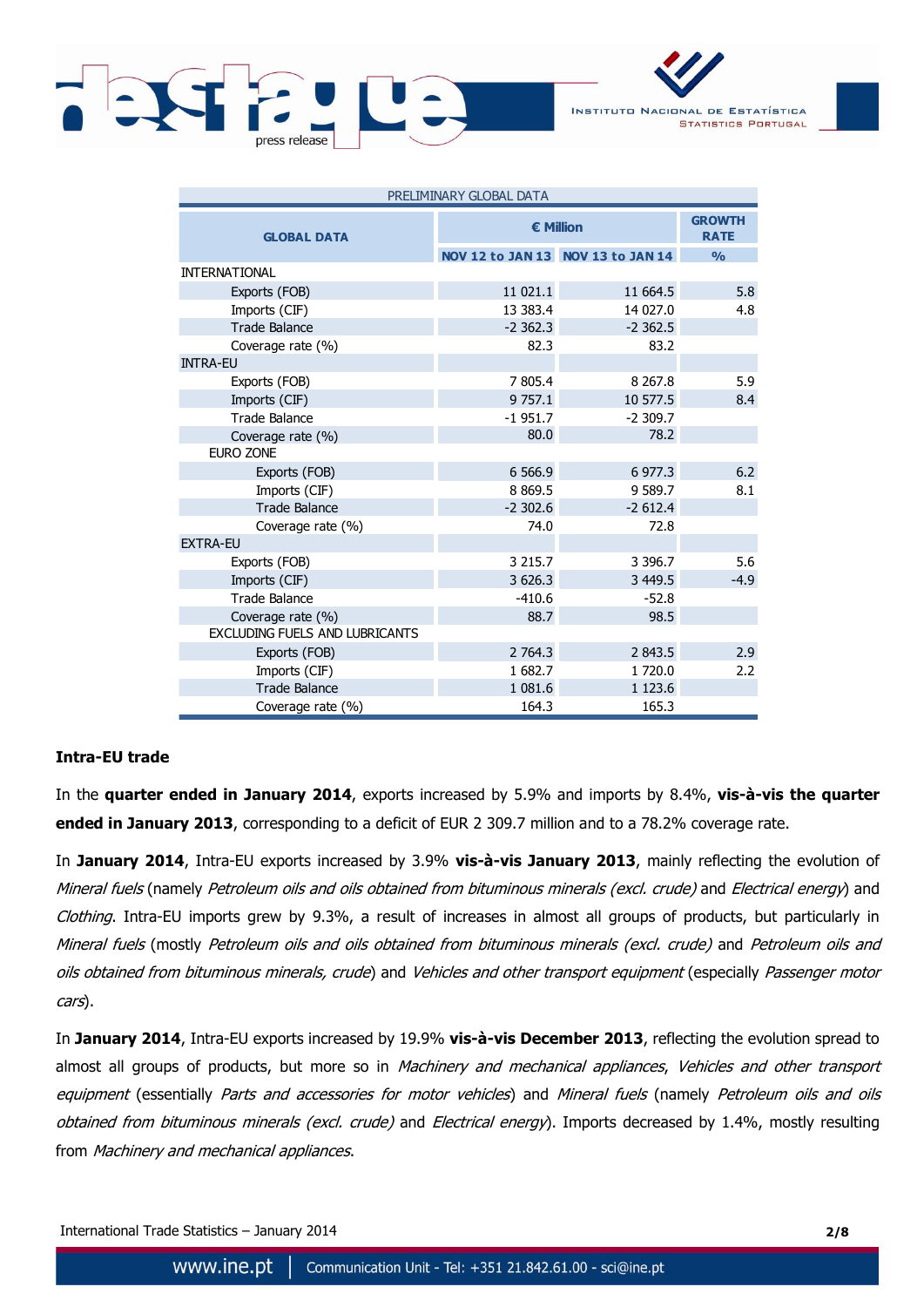PRELIMINARY GLOBAL DATA

| GLOBAL DATA | € Million | | GROWTH RATE |
|---|---|---|---|
| | NOV 12 to JAN 13 | NOV 13 to JAN 14 | % |
| INTERNATIONAL | | | |
| Exports (FOB) | 11 021.1 | 11 664.5 | 5.8 |
| Imports (CIF) | 13 383.4 | 14 027.0 | 4.8 |
| Trade Balance | -2 362.3 | -2 362.5 | |
| Coverage rate (%) | 82.3 | 83.2 | |
| INTRA-EU | | | |
| Exports (FOB) | 7 805.4 | 8 267.8 | 5.9 |
| Imports (CIF) | 9 757.1 | 10 577.5 | 8.4 |
| Trade Balance | -1 951.7 | -2 309.7 | |
| Coverage rate (%) | 80.0 | 78.2 | |
| EURO ZONE | | | |
| Exports (FOB) | 6 566.9 | 6 977.3 | 6.2 |
| Imports (CIF) | 8 869.5 | 9 589.7 | 8.1 |
| Trade Balance | -2 302.6 | -2 612.4 | |
| Coverage rate (%) | 74.0 | 72.8 | |
| EXTRA-EU | | | |
| Exports (FOB) | 3 215.7 | 3 396.7 | 5.6 |
| Imports (CIF) | 3 626.3 | 3 449.5 | -4.9 |
| Trade Balance | -410.6 | -52.8 | |
| Coverage rate (%) | 88.7 | 98.5 | |
| EXCLUDING FUELS AND LUBRICANTS | | | |
| Exports (FOB) | 2 764.3 | 2 843.5 | 2.9 |
| Imports (CIF) | 1 682.7 | 1 720.0 | 2.2 |
| Trade Balance | 1 081.6 | 1 123.6 | |
| Coverage rate (%) | 164.3 | 165.3 | |

**Intra-EU trade**

In the **quarter ended in January 2014**, exports increased by 5.9% and imports by 8.4%, **vis-à-vis the quarter ended in January 2013**, corresponding to a deficit of EUR 2 309.7 million and to a 78.2% coverage rate.

In **January 2014**, Intra-EU exports increased by 3.9% **vis-à-vis January 2013**, mainly reflecting the evolution of *Mineral fuels* (namely *Petroleum oils and oils obtained from bituminous minerals (excl. crude)* and *Electrical energy*) and *Clothing*. Intra-EU imports grew by 9.3%, a result of increases in almost all groups of products, but particularly in *Mineral fuels* (mostly *Petroleum oils and oils obtained from bituminous minerals (excl. crude)* and *Petroleum oils and oils obtained from bituminous minerals, crude*) and *Vehicles and other transport equipment* (especially *Passenger motor cars*).

In **January 2014**, Intra-EU exports increased by 19.9% **vis-à-vis December 2013**, reflecting the evolution spread to almost all groups of products, but more so in *Machinery and mechanical appliances*, *Vehicles and other transport equipment* (essentially *Parts and accessories for motor vehicles*) and *Mineral fuels* (namely *Petroleum oils and oils obtained from bituminous minerals (excl. crude)* and *Electrical energy*). Imports decreased by 1.4%, mostly resulting from *Machinery and mechanical appliances*.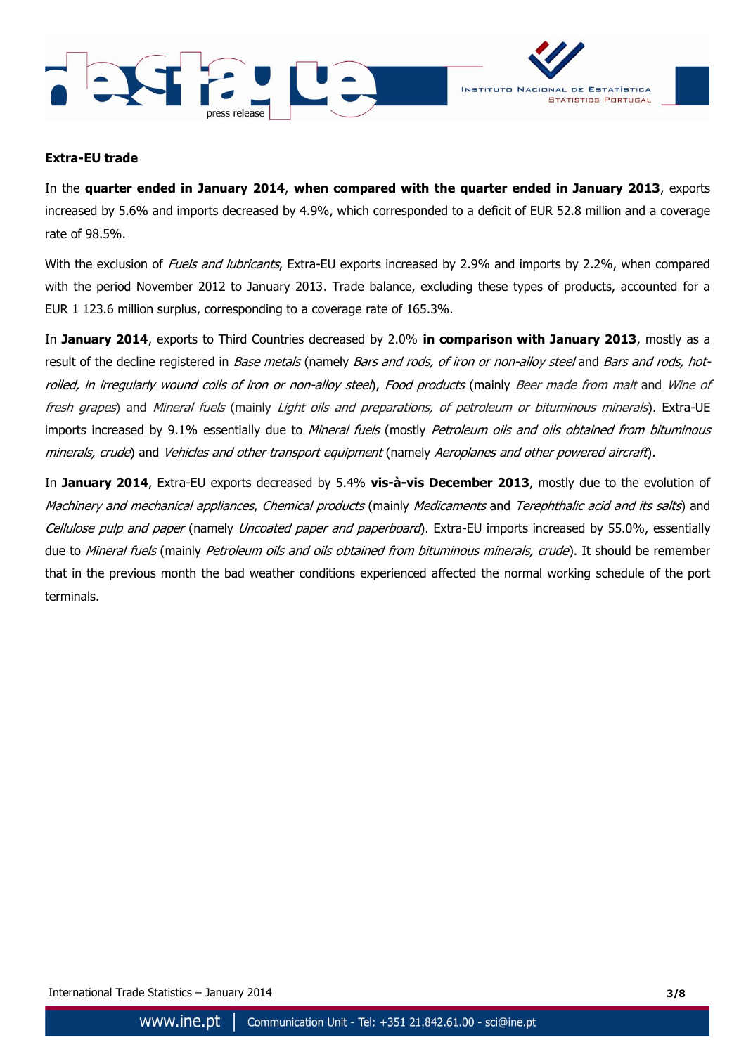**Extra-EU trade**

In the **quarter ended in January 2014**, **when compared with the quarter ended in January 2013**, exports increased by 5.6% and imports decreased by 4.9%, which corresponded to a deficit of EUR 52.8 million and a coverage rate of 98.5%.

With the exclusion of *Fuels and lubricants*, Extra-EU exports increased by 2.9% and imports by 2.2%, when compared with the period November 2012 to January 2013. Trade balance, excluding these types of products, accounted for a EUR 1 123.6 million surplus, corresponding to a coverage rate of 165.3%.

In **January 2014**, exports to Third Countries decreased by 2.0% **in comparison with January 2013**, mostly as a result of the decline registered in *Base metals* (namely *Bars and rods, of iron or non-alloy steel* and *Bars and rods, hot-rolled, in irregularly wound coils of iron or non-alloy steel*), *Food products* (mainly *Beer made from malt* and *Wine of fresh grapes*) and *Mineral fuels* (mainly *Light oils and preparations, of petroleum or bituminous minerals*). Extra-UE imports increased by 9.1% essentially due to *Mineral fuels* (mostly *Petroleum oils and oils obtained from bituminous minerals, crude*) and *Vehicles and other transport equipment* (namely *Aeroplanes and other powered aircraft*).

In **January 2014**, Extra-EU exports decreased by 5.4% **vis-à-vis December 2013**, mostly due to the evolution of *Machinery and mechanical appliances*, *Chemical products* (mainly *Medicaments* and *Terephthalic acid and its salts*) and *Cellulose pulp and paper* (namely *Uncoated paper and paperboard*). Extra-EU imports increased by 55.0%, essentially due to *Mineral fuels* (mainly *Petroleum oils and oils obtained from bituminous minerals, crude*). It should be remember that in the previous month the bad weather conditions experienced affected the normal working schedule of the port terminals.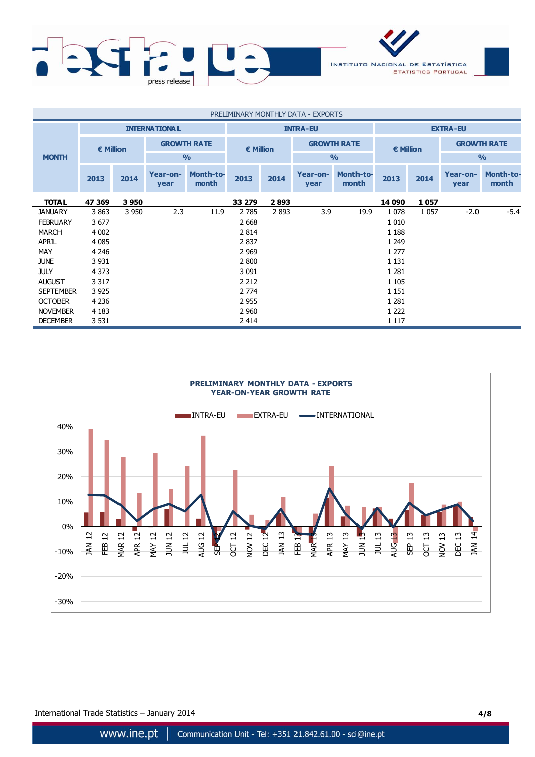PRELIMINARY MONTHLY DATA - EXPORTS

| MONTH | INTERNATIONAL | | | | INTRA-EU | | | | EXTRA-EU | | | |
|---|---|---|---|---|---|---|---|---|---|---|---|---|
| | € Million | | GROWTH RATE % | | € Million | | GROWTH RATE % | | € Million | | GROWTH RATE % | |
| | 2013 | 2014 | Year-on-year | Month-to-month | 2013 | 2014 | Year-on-year | Month-to-month | 2013 | 2014 | Year-on-year | Month-to-month |
| **TOTAL** | **47 369** | **3 950** | | | **33 279** | **2 893** | | | **14 090** | **1 057** | | |
| JANUARY | 3 863 | 3 950 | 2.3 | 11.9 | 2 785 | 2 893 | 3.9 | 19.9 | 1 078 | 1 057 | -2.0 | -5.4 |
| FEBRUARY | 3 677 | | | | 2 668 | | | | 1 010 | | | |
| MARCH | 4 002 | | | | 2 814 | | | | 1 188 | | | |
| APRIL | 4 085 | | | | 2 837 | | | | 1 249 | | | |
| MAY | 4 246 | | | | 2 969 | | | | 1 277 | | | |
| JUNE | 3 931 | | | | 2 800 | | | | 1 131 | | | |
| JULY | 4 373 | | | | 3 091 | | | | 1 281 | | | |
| AUGUST | 3 317 | | | | 2 212 | | | | 1 105 | | | |
| SEPTEMBER | 3 925 | | | | 2 774 | | | | 1 151 | | | |
| OCTOBER | 4 236 | | | | 2 955 | | | | 1 281 | | | |
| NOVEMBER | 4 183 | | | | 2 960 | | | | 1 222 | | | |
| DECEMBER | 3 531 | | | | 2 414 | | | | 1 117 | | | |

**PRELIMINARY MONTHLY DATA - EXPORTS**
**YEAR-ON-YEAR GROWTH RATE**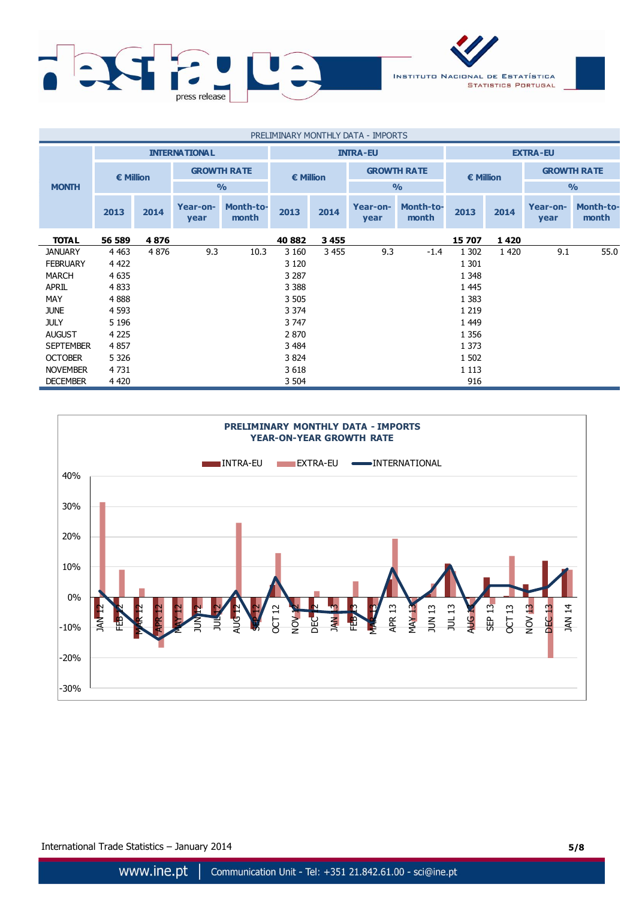PRELIMINARY MONTHLY DATA - IMPORTS

| MONTH | INTERNATIONAL | | | | INTRA-EU | | | | EXTRA-EU | | | |
|---|---|---|---|---|---|---|---|---|---|---|---|---|
| | € Million | | GROWTH RATE % | | € Million | | GROWTH RATE % | | € Million | | GROWTH RATE % | |
| | 2013 | 2014 | Year-on-year | Month-to-month | 2013 | 2014 | Year-on-year | Month-to-month | 2013 | 2014 | Year-on-year | Month-to-month |
| **TOTAL** | **56 589** | **4 876** | | | **40 882** | **3 455** | | | **15 707** | **1 420** | | |
| JANUARY | 4 463 | 4 876 | 9.3 | 10.3 | 3 160 | 3 455 | 9.3 | -1.4 | 1 302 | 1 420 | 9.1 | 55.0 |
| FEBRUARY | 4 422 | | | | 3 120 | | | | 1 301 | | | |
| MARCH | 4 635 | | | | 3 287 | | | | 1 348 | | | |
| APRIL | 4 833 | | | | 3 388 | | | | 1 445 | | | |
| MAY | 4 888 | | | | 3 505 | | | | 1 383 | | | |
| JUNE | 4 593 | | | | 3 374 | | | | 1 219 | | | |
| JULY | 5 196 | | | | 3 747 | | | | 1 449 | | | |
| AUGUST | 4 225 | | | | 2 870 | | | | 1 356 | | | |
| SEPTEMBER | 4 857 | | | | 3 484 | | | | 1 373 | | | |
| OCTOBER | 5 326 | | | | 3 824 | | | | 1 502 | | | |
| NOVEMBER | 4 731 | | | | 3 618 | | | | 1 113 | | | |
| DECEMBER | 4 420 | | | | 3 504 | | | | 916 | | | |

**PRELIMINARY MONTHLY DATA - IMPORTS**
**YEAR-ON-YEAR GROWTH RATE**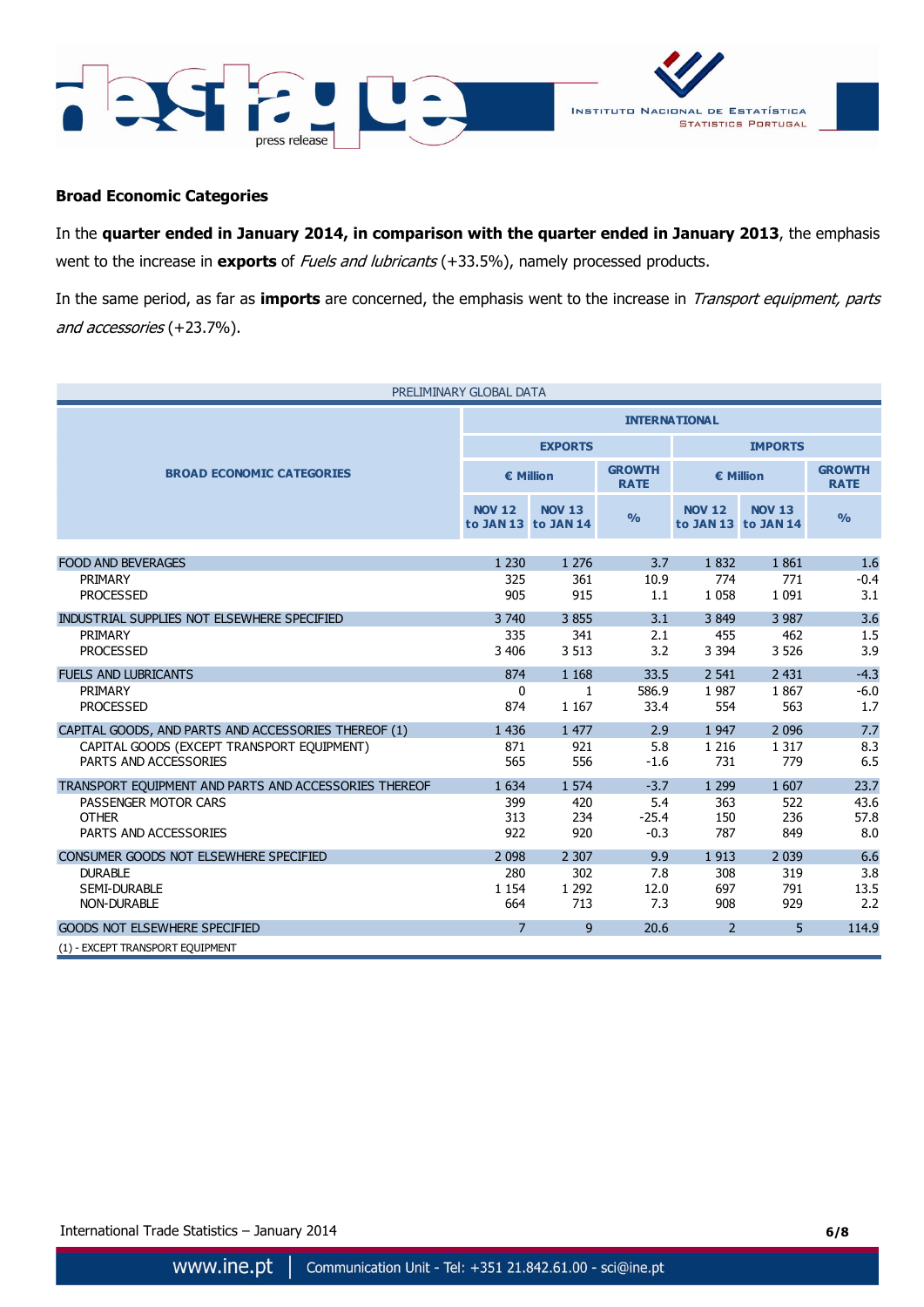### Broad Economic Categories

In the **quarter ended in January 2014, in comparison with the quarter ended in January 2013**, the emphasis went to the increase in **exports** of *Fuels and lubricants* (+33.5%), namely processed products.

In the same period, as far as **imports** are concerned, the emphasis went to the increase in *Transport equipment, parts and accessories* (+23.7%).

| PRELIMINARY GLOBAL DATA | | | | | | |
|---|---|---|---|---|---|---|
| BROAD ECONOMIC CATEGORIES | INTERNATIONAL | | | | | |
| | EXPORTS | | | IMPORTS | | |
| | € Million | | GROWTH RATE | € Million | | GROWTH RATE |
| | NOV 12 to JAN 13 | NOV 13 to JAN 14 | % | NOV 12 to JAN 13 | NOV 13 to JAN 14 | % |
| FOOD AND BEVERAGES | 1 230 | 1 276 | 3.7 | 1 832 | 1 861 | 1.6 |
| PRIMARY | 325 | 361 | 10.9 | 774 | 771 | -0.4 |
| PROCESSED | 905 | 915 | 1.1 | 1 058 | 1 091 | 3.1 |
| INDUSTRIAL SUPPLIES NOT ELSEWHERE SPECIFIED | 3 740 | 3 855 | 3.1 | 3 849 | 3 987 | 3.6 |
| PRIMARY | 335 | 341 | 2.1 | 455 | 462 | 1.5 |
| PROCESSED | 3 406 | 3 513 | 3.2 | 3 394 | 3 526 | 3.9 |
| FUELS AND LUBRICANTS | 874 | 1 168 | 33.5 | 2 541 | 2 431 | -4.3 |
| PRIMARY | 0 | 1 | 586.9 | 1 987 | 1 867 | -6.0 |
| PROCESSED | 874 | 1 167 | 33.4 | 554 | 563 | 1.7 |
| CAPITAL GOODS, AND PARTS AND ACCESSORIES THEREOF (1) | 1 436 | 1 477 | 2.9 | 1 947 | 2 096 | 7.7 |
| CAPITAL GOODS (EXCEPT TRANSPORT EQUIPMENT) | 871 | 921 | 5.8 | 1 216 | 1 317 | 8.3 |
| PARTS AND ACCESSORIES | 565 | 556 | -1.6 | 731 | 779 | 6.5 |
| TRANSPORT EQUIPMENT AND PARTS AND ACCESSORIES THEREOF | 1 634 | 1 574 | -3.7 | 1 299 | 1 607 | 23.7 |
| PASSENGER MOTOR CARS | 399 | 420 | 5.4 | 363 | 522 | 43.6 |
| OTHER | 313 | 234 | -25.4 | 150 | 236 | 57.8 |
| PARTS AND ACCESSORIES | 922 | 920 | -0.3 | 787 | 849 | 8.0 |
| CONSUMER GOODS NOT ELSEWHERE SPECIFIED | 2 098 | 2 307 | 9.9 | 1 913 | 2 039 | 6.6 |
| DURABLE | 280 | 302 | 7.8 | 308 | 319 | 3.8 |
| SEMI-DURABLE | 1 154 | 1 292 | 12.0 | 697 | 791 | 13.5 |
| NON-DURABLE | 664 | 713 | 7.3 | 908 | 929 | 2.2 |
| GOODS NOT ELSEWHERE SPECIFIED | 7 | 9 | 20.6 | 2 | 5 | 114.9 |

(1) - EXCEPT TRANSPORT EQUIPMENT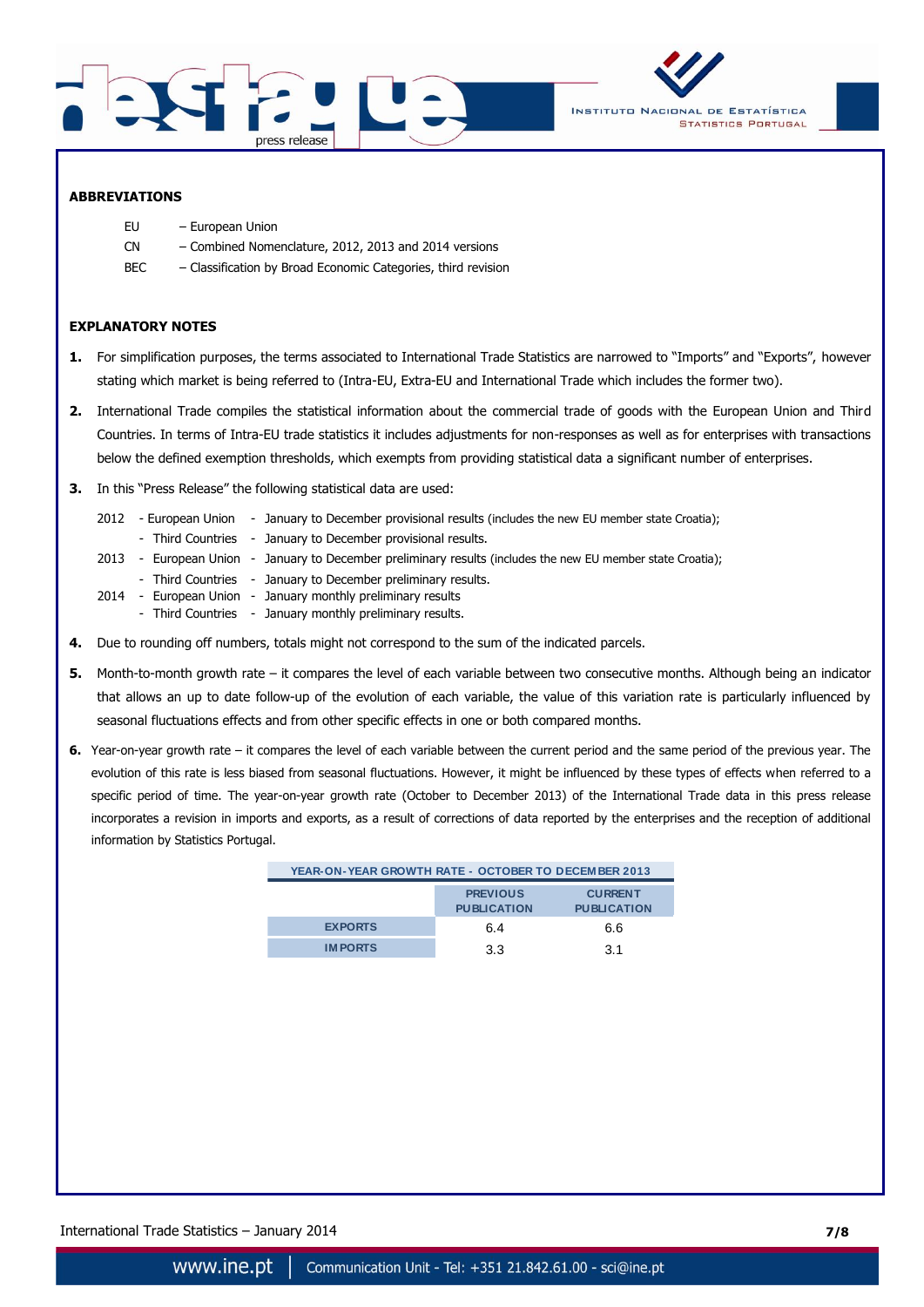## ABBREVIATIONS

- EU – European Union
- CN – Combined Nomenclature, 2012, 2013 and 2014 versions
- BEC – Classification by Broad Economic Categories, third revision

## EXPLANATORY NOTES

1. For simplification purposes, the terms associated to International Trade Statistics are narrowed to "Imports" and "Exports", however stating which market is being referred to (Intra-EU, Extra-EU and International Trade which includes the former two).

2. International Trade compiles the statistical information about the commercial trade of goods with the European Union and Third Countries. In terms of Intra-EU trade statistics it includes adjustments for non-responses as well as for enterprises with transactions below the defined exemption thresholds, which exempts from providing statistical data a significant number of enterprises.

3. In this "Press Release" the following statistical data are used:

   2012 - European Union - January to December provisional results (includes the new EU member state Croatia);
   - Third Countries - January to December provisional results.

   2013 - European Union - January to December preliminary results (includes the new EU member state Croatia);
   - Third Countries - January to December preliminary results.

   2014 - European Union - January monthly preliminary results
   - Third Countries - January monthly preliminary results.

4. Due to rounding off numbers, totals might not correspond to the sum of the indicated parcels.

5. Month-to-month growth rate – it compares the level of each variable between two consecutive months. Although being an indicator that allows an up to date follow-up of the evolution of each variable, the value of this variation rate is particularly influenced by seasonal fluctuations effects and from other specific effects in one or both compared months.

6. Year-on-year growth rate – it compares the level of each variable between the current period and the same period of the previous year. The evolution of this rate is less biased from seasonal fluctuations. However, it might be influenced by these types of effects when referred to a specific period of time. The year-on-year growth rate (October to December 2013) of the International Trade data in this press release incorporates a revision in imports and exports, as a result of corrections of data reported by the enterprises and the reception of additional information by Statistics Portugal.

**YEAR-ON-YEAR GROWTH RATE - OCTOBER TO DECEMBER 2013**

| | PREVIOUS PUBLICATION | CURRENT PUBLICATION |
|---|---|---|
| EXPORTS | 6.4 | 6.6 |
| IMPORTS | 3.3 | 3.1 |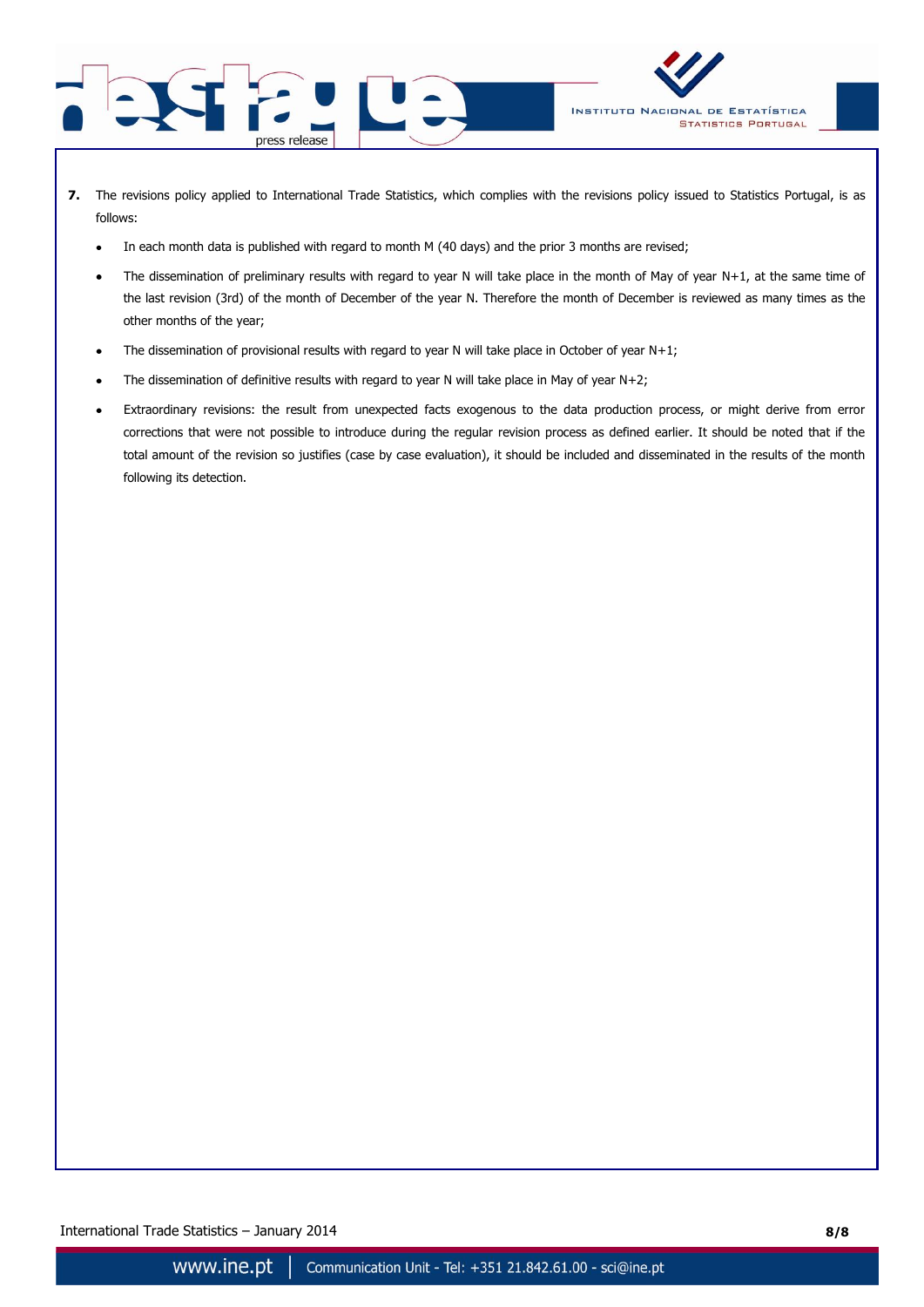7. The revisions policy applied to International Trade Statistics, which complies with the revisions policy issued to Statistics Portugal, is as follows:

   - In each month data is published with regard to month M (40 days) and the prior 3 months are revised;
   - The dissemination of preliminary results with regard to year N will take place in the month of May of year N+1, at the same time of the last revision (3rd) of the month of December of the year N. Therefore the month of December is reviewed as many times as the other months of the year;
   - The dissemination of provisional results with regard to year N will take place in October of year N+1;
   - The dissemination of definitive results with regard to year N will take place in May of year N+2;
   - Extraordinary revisions: the result from unexpected facts exogenous to the data production process, or might derive from error corrections that were not possible to introduce during the regular revision process as defined earlier. It should be noted that if the total amount of the revision so justifies (case by case evaluation), it should be included and disseminated in the results of the month following its detection.